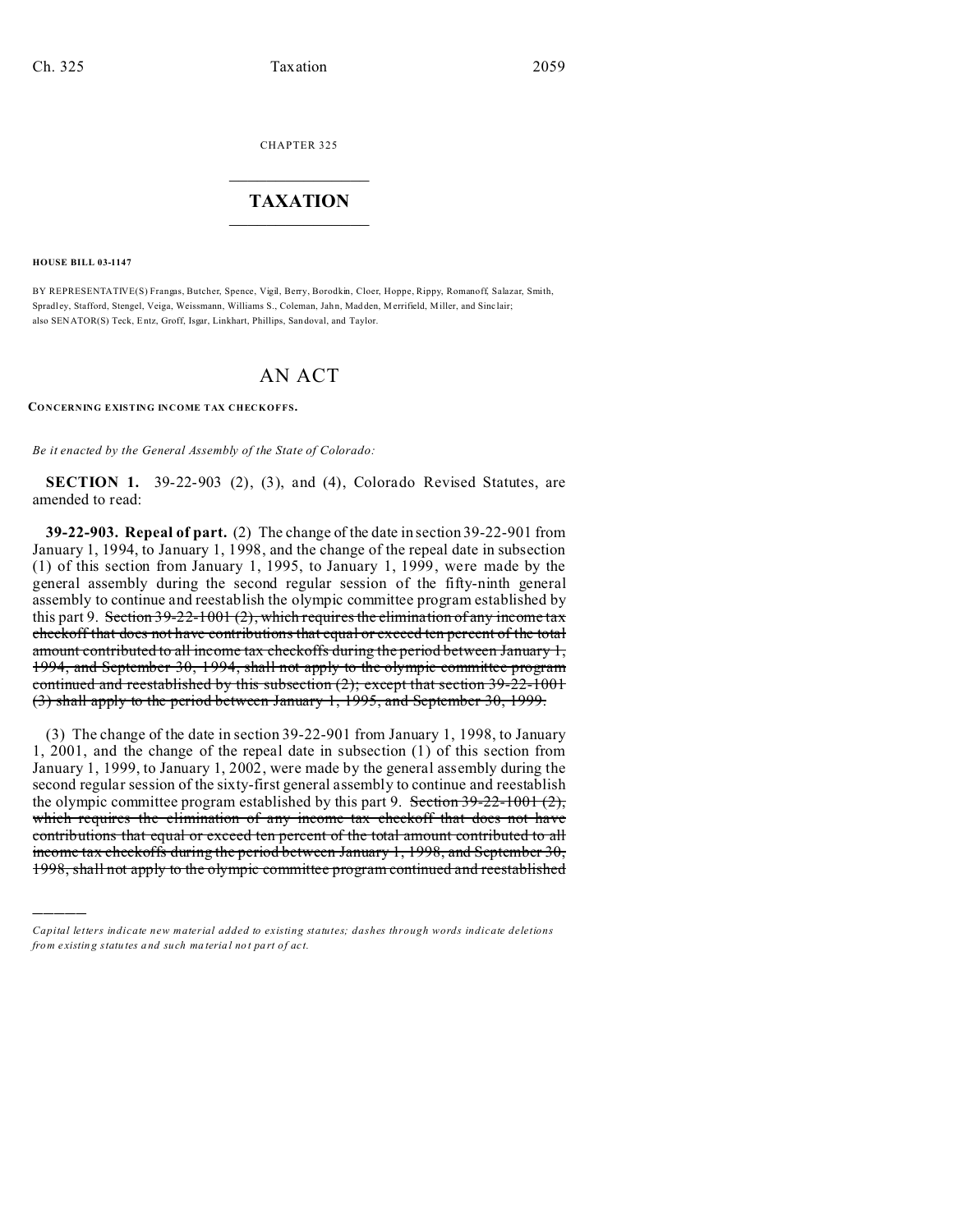CHAPTER 325

# TAXATION

**HOUSE BILL 03-1147**

BY REPRESENTATIVE(S) Frangas, Butcher, Spence, Vigil, Berry, Borodkin, Cloer, Hoppe, Rippy, Romanoff, Salazar, Smith, Spradley, Stafford, Stengel, Veiga, Weissmann, Williams S., Coleman, Jahn, Madden, Merrifield, Miller, and Sinclair; also SENATOR(S) Teck, Entz, Groff, Isgar, Linkhart, Phillips, Sandoval, and Taylor.

# AN ACT

**CONCERNING EXISTING INCOME TAX CHECKOFFS.**

*Be it enacted by the General Assembly of the State of Colorado:*

**SECTION 1.** 39-22-903 (2), (3), and (4), Colorado Revised Statutes, are amended to read:

**39-22-903. Repeal of part.** (2) The change of the date in section 39-22-901 from January 1, 1994, to January 1, 1998, and the change of the repeal date in subsection (1) of this section from January 1, 1995, to January 1, 1999, were made by the general assembly during the second regular session of the fifty-ninth general assembly to continue and reestablish the olympic committee program established by this part 9. ~~Section 39-22-1001 (2), which requires the elimination of any income tax checkoff that does not have contributions that equal or exceed ten percent of the total amount contributed to all income tax checkoffs during the period between January 1, 1994, and September 30, 1994, shall not apply to the olympic committee program continued and reestablished by this subsection (2); except that section 39-22-1001 (3) shall apply to the period between January 1, 1995, and September 30, 1999.~~

(3) The change of the date in section 39-22-901 from January 1, 1998, to January 1, 2001, and the change of the repeal date in subsection (1) of this section from January 1, 1999, to January 1, 2002, were made by the general assembly during the second regular session of the sixty-first general assembly to continue and reestablish the olympic committee program established by this part 9. ~~Section 39-22-1001 (2), which requires the elimination of any income tax checkoff that does not have contributions that equal or exceed ten percent of the total amount contributed to all income tax checkoffs during the period between January 1, 1998, and September 30, 1998, shall not apply to the olympic committee program continued and reestablished~~

---

*Capital letters indicate new material added to existing statutes; dashes through words indicate deletions from existing statutes and such material not part of act.*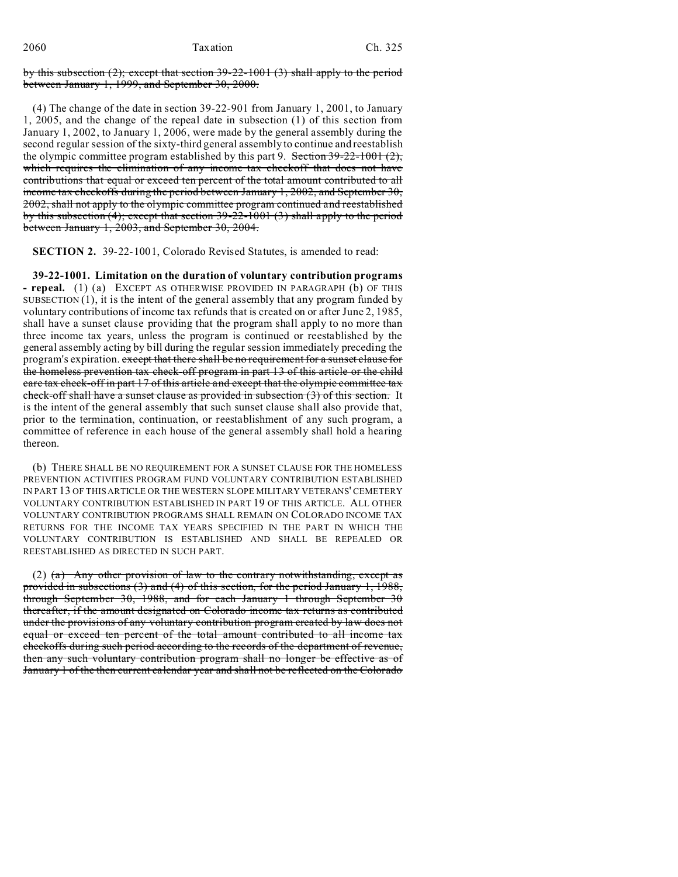by this subsection (2); except that section 39-22-1001 (3) shall apply to the period between January 1, 1999, and September 30, 2000.

(4) The change of the date in section 39-22-901 from January 1, 2001, to January 1, 2005, and the change of the repeal date in subsection (1) of this section from January 1, 2002, to January 1, 2006, were made by the general assembly during the second regular session of the sixty-third general assembly to continue and reestablish the olympic committee program established by this part 9. Section 39-22-1001 (2), which requires the elimination of any income tax checkoff that does not have contributions that equal or exceed ten percent of the total amount contributed to all income tax checkoffs during the period between January 1, 2002, and September 30, 2002, shall not apply to the olympic committee program continued and reestablished by this subsection (4); except that section 39-22-1001 (3) shall apply to the period between January 1, 2003, and September 30, 2004.

**SECTION 2.** 39-22-1001, Colorado Revised Statutes, is amended to read:

**39-22-1001. Limitation on the duration of voluntary contribution programs - repeal.** (1) (a) EXCEPT AS OTHERWISE PROVIDED IN PARAGRAPH (b) OF THIS SUBSECTION (1), it is the intent of the general assembly that any program funded by voluntary contributions of income tax refunds that is created on or after June 2, 1985, shall have a sunset clause providing that the program shall apply to no more than three income tax years, unless the program is continued or reestablished by the general assembly acting by bill during the regular session immediately preceding the program's expiration. except that there shall be no requirement for a sunset clause for the homeless prevention tax check-off program in part 13 of this article or the child care tax check-off in part 17 of this article and except that the olympic committee tax check-off shall have a sunset clause as provided in subsection (3) of this section. It is the intent of the general assembly that such sunset clause shall also provide that, prior to the termination, continuation, or reestablishment of any such program, a committee of reference in each house of the general assembly shall hold a hearing thereon.

(b) THERE SHALL BE NO REQUIREMENT FOR A SUNSET CLAUSE FOR THE HOMELESS PREVENTION ACTIVITIES PROGRAM FUND VOLUNTARY CONTRIBUTION ESTABLISHED IN PART 13 OF THIS ARTICLE OR THE WESTERN SLOPE MILITARY VETERANS' CEMETERY VOLUNTARY CONTRIBUTION ESTABLISHED IN PART 19 OF THIS ARTICLE. ALL OTHER VOLUNTARY CONTRIBUTION PROGRAMS SHALL REMAIN ON COLORADO INCOME TAX RETURNS FOR THE INCOME TAX YEARS SPECIFIED IN THE PART IN WHICH THE VOLUNTARY CONTRIBUTION IS ESTABLISHED AND SHALL BE REPEALED OR REESTABLISHED AS DIRECTED IN SUCH PART.

(2) (a) Any other provision of law to the contrary notwithstanding, except as provided in subsections (3) and (4) of this section, for the period January 1, 1988, through September 30, 1988, and for each January 1 through September 30 thereafter, if the amount designated on Colorado income tax returns as contributed under the provisions of any voluntary contribution program created by law does not equal or exceed ten percent of the total amount contributed to all income tax checkoffs during such period according to the records of the department of revenue, then any such voluntary contribution program shall no longer be effective as of January 1 of the then current calendar year and shall not be reflected on the Colorado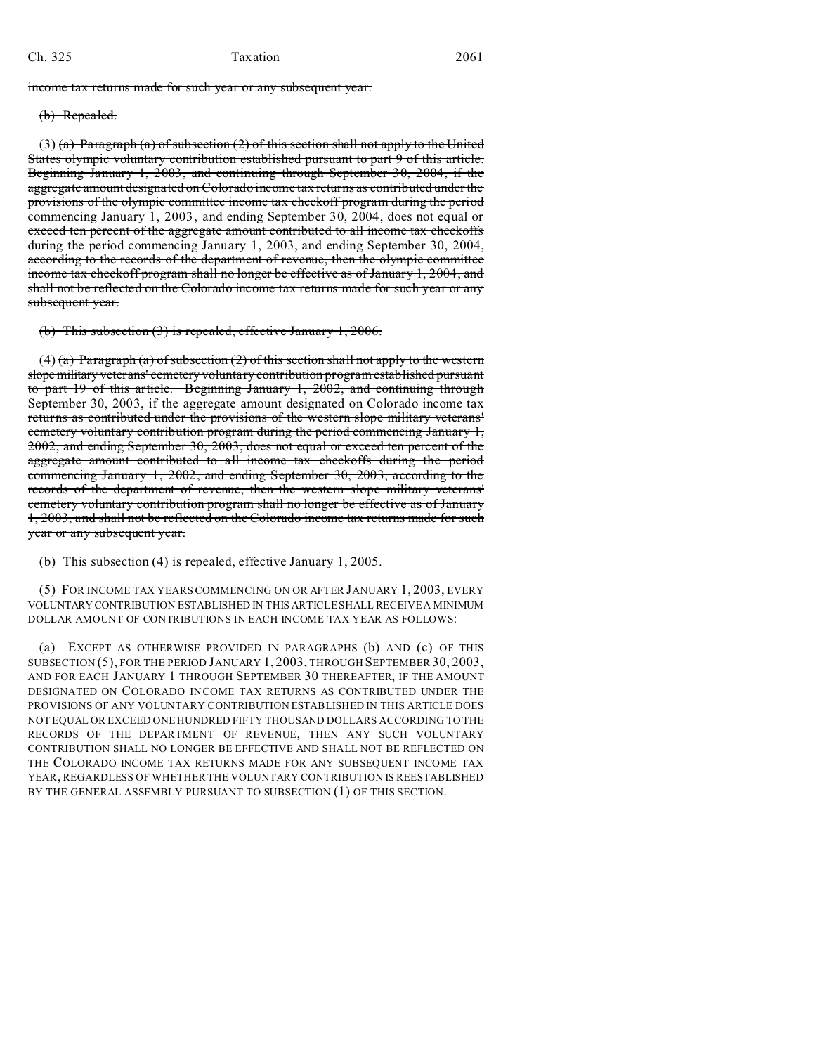~~income tax returns made for such year or any subsequent year.~~

~~(b) Repealed.~~

(3) ~~(a) Paragraph (a) of subsection (2) of this section shall not apply to the United States olympic voluntary contribution established pursuant to part 9 of this article. Beginning January 1, 2003, and continuing through September 30, 2004, if the aggregate amount designated on Colorado income tax returns as contributed under the provisions of the olympic committee income tax checkoff program during the period commencing January 1, 2003, and ending September 30, 2004, does not equal or exceed ten percent of the aggregate amount contributed to all income tax checkoffs during the period commencing January 1, 2003, and ending September 30, 2004, according to the records of the department of revenue, then the olympic committee income tax checkoff program shall no longer be effective as of January 1, 2004, and shall not be reflected on the Colorado income tax returns made for such year or any subsequent year.~~

~~(b) This subsection (3) is repealed, effective January 1, 2006.~~

(4) ~~(a) Paragraph (a) of subsection (2) of this section shall not apply to the western slope military veterans' cemetery voluntary contribution program established pursuant to part 19 of this article. Beginning January 1, 2002, and continuing through September 30, 2003, if the aggregate amount designated on Colorado income tax returns as contributed under the provisions of the western slope military veterans' cemetery voluntary contribution program during the period commencing January 1, 2002, and ending September 30, 2003, does not equal or exceed ten percent of the aggregate amount contributed to all income tax checkoffs during the period commencing January 1, 2002, and ending September 30, 2003, according to the records of the department of revenue, then the western slope military veterans' cemetery voluntary contribution program shall no longer be effective as of January 1, 2003, and shall not be reflected on the Colorado income tax returns made for such year or any subsequent year.~~

~~(b) This subsection (4) is repealed, effective January 1, 2005.~~

(5) FOR INCOME TAX YEARS COMMENCING ON OR AFTER JANUARY 1, 2003, EVERY VOLUNTARY CONTRIBUTION ESTABLISHED IN THIS ARTICLE SHALL RECEIVE A MINIMUM DOLLAR AMOUNT OF CONTRIBUTIONS IN EACH INCOME TAX YEAR AS FOLLOWS:

(a) EXCEPT AS OTHERWISE PROVIDED IN PARAGRAPHS (b) AND (c) OF THIS SUBSECTION (5), FOR THE PERIOD JANUARY 1, 2003, THROUGH SEPTEMBER 30, 2003, AND FOR EACH JANUARY 1 THROUGH SEPTEMBER 30 THEREAFTER, IF THE AMOUNT DESIGNATED ON COLORADO INCOME TAX RETURNS AS CONTRIBUTED UNDER THE PROVISIONS OF ANY VOLUNTARY CONTRIBUTION ESTABLISHED IN THIS ARTICLE DOES NOT EQUAL OR EXCEED ONE HUNDRED FIFTY THOUSAND DOLLARS ACCORDING TO THE RECORDS OF THE DEPARTMENT OF REVENUE, THEN ANY SUCH VOLUNTARY CONTRIBUTION SHALL NO LONGER BE EFFECTIVE AND SHALL NOT BE REFLECTED ON THE COLORADO INCOME TAX RETURNS MADE FOR ANY SUBSEQUENT INCOME TAX YEAR, REGARDLESS OF WHETHER THE VOLUNTARY CONTRIBUTION IS REESTABLISHED BY THE GENERAL ASSEMBLY PURSUANT TO SUBSECTION (1) OF THIS SECTION.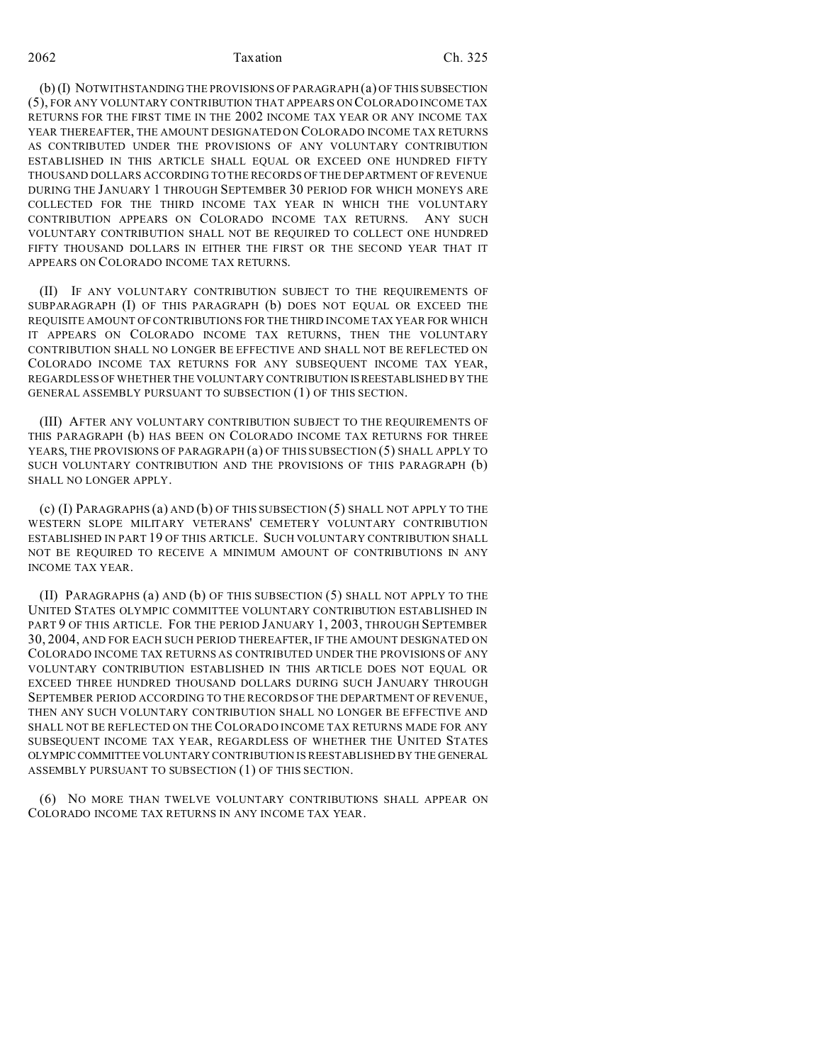(b) (I) NOTWITHSTANDING THE PROVISIONS OF PARAGRAPH (a) OF THIS SUBSECTION (5), FOR ANY VOLUNTARY CONTRIBUTION THAT APPEARS ON COLORADO INCOME TAX RETURNS FOR THE FIRST TIME IN THE 2002 INCOME TAX YEAR OR ANY INCOME TAX YEAR THEREAFTER, THE AMOUNT DESIGNATED ON COLORADO INCOME TAX RETURNS AS CONTRIBUTED UNDER THE PROVISIONS OF ANY VOLUNTARY CONTRIBUTION ESTABLISHED IN THIS ARTICLE SHALL EQUAL OR EXCEED ONE HUNDRED FIFTY THOUSAND DOLLARS ACCORDING TO THE RECORDS OF THE DEPARTMENT OF REVENUE DURING THE JANUARY 1 THROUGH SEPTEMBER 30 PERIOD FOR WHICH MONEYS ARE COLLECTED FOR THE THIRD INCOME TAX YEAR IN WHICH THE VOLUNTARY CONTRIBUTION APPEARS ON COLORADO INCOME TAX RETURNS. ANY SUCH VOLUNTARY CONTRIBUTION SHALL NOT BE REQUIRED TO COLLECT ONE HUNDRED FIFTY THOUSAND DOLLARS IN EITHER THE FIRST OR THE SECOND YEAR THAT IT APPEARS ON COLORADO INCOME TAX RETURNS.

(II) IF ANY VOLUNTARY CONTRIBUTION SUBJECT TO THE REQUIREMENTS OF SUBPARAGRAPH (I) OF THIS PARAGRAPH (b) DOES NOT EQUAL OR EXCEED THE REQUISITE AMOUNT OF CONTRIBUTIONS FOR THE THIRD INCOME TAX YEAR FOR WHICH IT APPEARS ON COLORADO INCOME TAX RETURNS, THEN THE VOLUNTARY CONTRIBUTION SHALL NO LONGER BE EFFECTIVE AND SHALL NOT BE REFLECTED ON COLORADO INCOME TAX RETURNS FOR ANY SUBSEQUENT INCOME TAX YEAR, REGARDLESS OF WHETHER THE VOLUNTARY CONTRIBUTION IS REESTABLISHED BY THE GENERAL ASSEMBLY PURSUANT TO SUBSECTION (1) OF THIS SECTION.

(III) AFTER ANY VOLUNTARY CONTRIBUTION SUBJECT TO THE REQUIREMENTS OF THIS PARAGRAPH (b) HAS BEEN ON COLORADO INCOME TAX RETURNS FOR THREE YEARS, THE PROVISIONS OF PARAGRAPH (a) OF THIS SUBSECTION (5) SHALL APPLY TO SUCH VOLUNTARY CONTRIBUTION AND THE PROVISIONS OF THIS PARAGRAPH (b) SHALL NO LONGER APPLY.

(c) (I) PARAGRAPHS (a) AND (b) OF THIS SUBSECTION (5) SHALL NOT APPLY TO THE WESTERN SLOPE MILITARY VETERANS' CEMETERY VOLUNTARY CONTRIBUTION ESTABLISHED IN PART 19 OF THIS ARTICLE. SUCH VOLUNTARY CONTRIBUTION SHALL NOT BE REQUIRED TO RECEIVE A MINIMUM AMOUNT OF CONTRIBUTIONS IN ANY INCOME TAX YEAR.

(II) PARAGRAPHS (a) AND (b) OF THIS SUBSECTION (5) SHALL NOT APPLY TO THE UNITED STATES OLYMPIC COMMITTEE VOLUNTARY CONTRIBUTION ESTABLISHED IN PART 9 OF THIS ARTICLE. FOR THE PERIOD JANUARY 1, 2003, THROUGH SEPTEMBER 30, 2004, AND FOR EACH SUCH PERIOD THEREAFTER, IF THE AMOUNT DESIGNATED ON COLORADO INCOME TAX RETURNS AS CONTRIBUTED UNDER THE PROVISIONS OF ANY VOLUNTARY CONTRIBUTION ESTABLISHED IN THIS ARTICLE DOES NOT EQUAL OR EXCEED THREE HUNDRED THOUSAND DOLLARS DURING SUCH JANUARY THROUGH SEPTEMBER PERIOD ACCORDING TO THE RECORDS OF THE DEPARTMENT OF REVENUE, THEN ANY SUCH VOLUNTARY CONTRIBUTION SHALL NO LONGER BE EFFECTIVE AND SHALL NOT BE REFLECTED ON THE COLORADO INCOME TAX RETURNS MADE FOR ANY SUBSEQUENT INCOME TAX YEAR, REGARDLESS OF WHETHER THE UNITED STATES OLYMPIC COMMITTEE VOLUNTARY CONTRIBUTION IS REESTABLISHED BY THE GENERAL ASSEMBLY PURSUANT TO SUBSECTION (1) OF THIS SECTION.

(6) NO MORE THAN TWELVE VOLUNTARY CONTRIBUTIONS SHALL APPEAR ON COLORADO INCOME TAX RETURNS IN ANY INCOME TAX YEAR.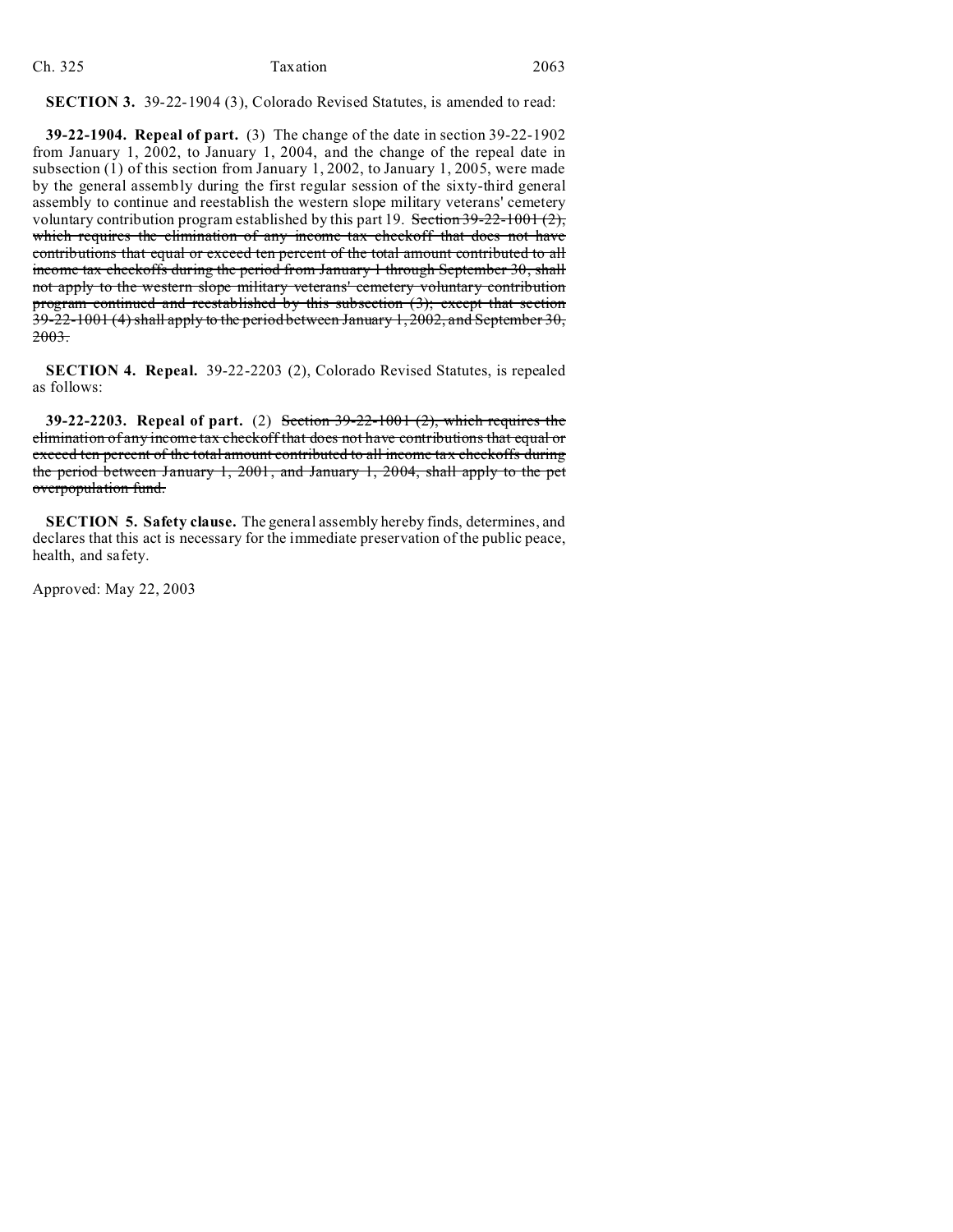**SECTION 3.** 39-22-1904 (3), Colorado Revised Statutes, is amended to read:

**39-22-1904. Repeal of part.** (3) The change of the date in section 39-22-1902 from January 1, 2002, to January 1, 2004, and the change of the repeal date in subsection (1) of this section from January 1, 2002, to January 1, 2005, were made by the general assembly during the first regular session of the sixty-third general assembly to continue and reestablish the western slope military veterans' cemetery voluntary contribution program established by this part 19. ~~Section 39-22-1001 (2), which requires the elimination of any income tax checkoff that does not have contributions that equal or exceed ten percent of the total amount contributed to all income tax checkoffs during the period from January 1 through September 30, shall not apply to the western slope military veterans' cemetery voluntary contribution program continued and reestablished by this subsection (3); except that section 39-22-1001 (4) shall apply to the period between January 1, 2002, and September 30, 2003.~~

**SECTION 4. Repeal.** 39-22-2203 (2), Colorado Revised Statutes, is repealed as follows:

**39-22-2203. Repeal of part.** (2) ~~Section 39-22-1001 (2), which requires the elimination of any income tax checkoff that does not have contributions that equal or exceed ten percent of the total amount contributed to all income tax checkoffs during the period between January 1, 2001, and January 1, 2004, shall apply to the pet overpopulation fund.~~

**SECTION 5. Safety clause.** The general assembly hereby finds, determines, and declares that this act is necessary for the immediate preservation of the public peace, health, and safety.

Approved: May 22, 2003